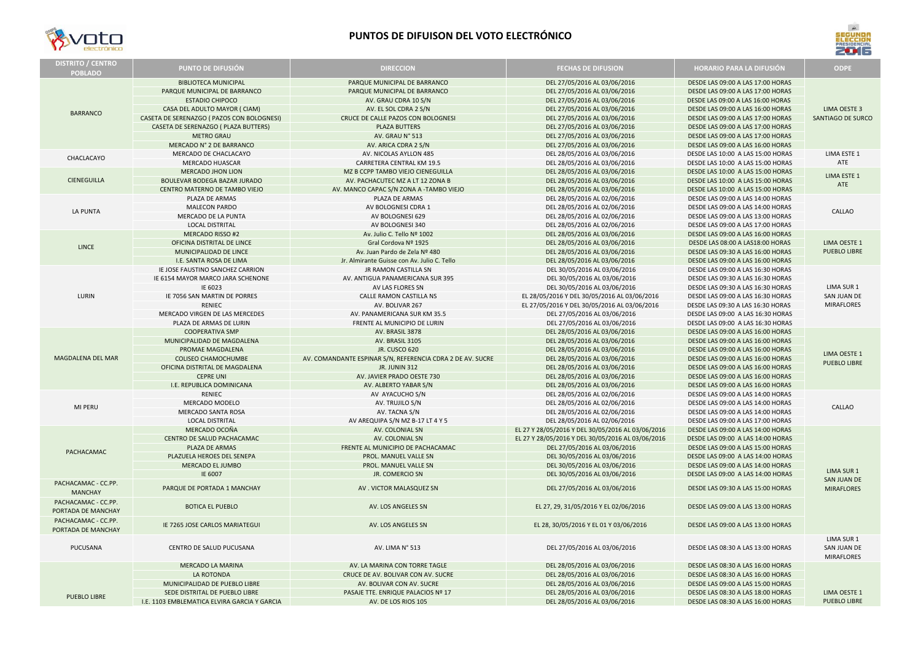# PUNTOS DE DIFUISON DEL VOTO ELECTRÓNICO

| DISTRITO / CENTRO POBLADO | PUNTO DE DIFUSIÓN | DIRECCION | FECHAS DE DIFUSION | HORARIO PARA LA DIFUSIÓN | ODPE |
|---|---|---|---|---|---|
| BARRANCO | BIBLIOTECA MUNICIPAL | PARQUE MUNICIPAL DE BARRANCO | DEL 27/05/2016 AL 03/06/2016 | DESDE LAS 09:00 A LAS 17:00 HORAS | LIMA OESTE 3 SANTIAGO DE SURCO |
| | PARQUE MUNICIPAL DE BARRANCO | PARQUE MUNICIPAL DE BARRANCO | DEL 27/05/2016 AL 03/06/2016 | DESDE LAS 09:00 A LAS 17:00 HORAS | |
| | ESTADIO CHIPOCO | AV. GRAU CDRA 10 S/N | DEL 27/05/2016 AL 03/06/2016 | DESDE LAS 09:00 A LAS 16:00 HORAS | |
| | CASA DEL ADULTO MAYOR ( CIAM) | AV. EL SOL CDRA 2 S/N | DEL 27/05/2016 AL 03/06/2016 | DESDE LAS 09:00 A LAS 16:00 HORAS | |
| | CASETA DE SERENAZGO ( PAZOS CON BOLOGNESI) | CRUCE DE CALLE PAZOS CON BOLOGNESI | DEL 27/05/2016 AL 03/06/2016 | DESDE LAS 09:00 A LAS 17:00 HORAS | |
| | CASETA DE SERENAZGO ( PLAZA BUTTERS) | PLAZA BUTTERS | DEL 27/05/2016 AL 03/06/2016 | DESDE LAS 09:00 A LAS 17:00 HORAS | |
| | METRO GRAU | AV. GRAU N° 513 | DEL 27/05/2016 AL 03/06/2016 | DESDE LAS 09:00 A LAS 17:00 HORAS | |
| | MERCADO N° 2 DE BARRANCO | AV. ARICA CDRA 2 S/N | DEL 27/05/2016 AL 03/06/2016 | DESDE LAS 09:00 A LAS 16:00 HORAS | |
| CHACLACAYO | MERCADO DE CHACLACAYO | AV. NICOLAS AYLLON 485 | DEL 28/05/2016 AL 03/06/2016 | DESDE LAS 10:00 A LAS 15:00 HORAS | LIMA ESTE 1 ATE |
| | MERCADO HUASCAR | CARRETERA CENTRAL KM 19.5 | DEL 28/05/2016 AL 03/06/2016 | DESDE LAS 10:00 A LAS 15:00 HORAS | |
| CIENEGUILLA | MERCADO JHON LION | MZ B CCPP TAMBO VIEJO CIENEGUILLA | DEL 28/05/2016 AL 03/06/2016 | DESDE LAS 10:00 A LAS 15:00 HORAS | LIMA ESTE 1 ATE |
| | BOULEVAR BODEGA BAZAR JURADO | AV. PACHACUTEC MZ A LT 12 ZONA B | DEL 28/05/2016 AL 03/06/2016 | DESDE LAS 10:00 A LAS 15:00 HORAS | |
| | CENTRO MATERNO DE TAMBO VIEJO | AV. MANCO CAPAC S/N ZONA A -TAMBO VIEJO | DEL 28/05/2016 AL 03/06/2016 | DESDE LAS 10:00 A LAS 15:00 HORAS | |
| LA PUNTA | PLAZA DE ARMAS | PLAZA DE ARMAS | DEL 28/05/2016 AL 02/06/2016 | DESDE LAS 09:00 A LAS 14:00 HORAS | CALLAO |
| | MALECON PARDO | AV BOLOGNESI CDRA 1 | DEL 28/05/2016 AL 02/06/2016 | DESDE LAS 09:00 A LAS 14:00 HORAS | |
| | MERCADO DE LA PUNTA | AV BOLOGNESI 629 | DEL 28/05/2016 AL 02/06/2016 | DESDE LAS 09:00 A LAS 13:00 HORAS | |
| | LOCAL DISTRITAL | AV BOLOGNESI 340 | DEL 28/05/2016 AL 02/06/2016 | DESDE LAS 09:00 A LAS 17:00 HORAS | |
| LINCE | MERCADO RISSO #2 | Av. Julio C. Tello Nº 1002 | DEL 28/05/2016 AL 03/06/2016 | DESDE LAS 09:00 A LAS 16:00 HORAS | LIMA OESTE 1 PUEBLO LIBRE |
| | OFICINA DISTRITAL DE LINCE | Gral Cordova Nº 1925 | DEL 28/05/2016 AL 03/06/2016 | DESDE LAS 08:00 A LAS18:00 HORAS | |
| | MUNICIPALIDAD DE LINCE | Av. Juan Pardo de Zela Nº 480 | DEL 28/05/2016 AL 03/06/2016 | DESDE LAS 09:30 A LAS 16:00 HORAS | |
| | I.E. SANTA ROSA DE LIMA | Jr. Almirante Guisse con Av. Julio C. Tello | DEL 28/05/2016 AL 03/06/2016 | DESDE LAS 09:00 A LAS 16:00 HORAS | |
| LURIN | IE JOSE FAUSTINO SANCHEZ CARRION | JR RAMON CASTILLA SN | DEL 30/05/2016 AL 03/06/2016 | DESDE LAS 09:00 A LAS 16:30 HORAS | LIMA SUR 1 SAN JUAN DE MIRAFLORES |
| | IE 6154 MAYOR MARCO JARA SCHENONE | AV. ANTIGUA PANAMERICANA SUR 395 | DEL 30/05/2016 AL 03/06/2016 | DESDE LAS 09:30 A LAS 16:30 HORAS | |
| | IE 6023 | AV LAS FLORES SN | DEL 30/05/2016 AL 03/06/2016 | DESDE LAS 09:30 A LAS 16:30 HORAS | |
| | IE 7056 SAN MARTIN DE PORRES | CALLE RAMON CASTILLA NS | EL 28/05/2016 Y DEL 30/05/2016 AL 03/06/2016 | DESDE LAS 09:00 A LAS 16:30 HORAS | |
| | RENIEC | AV. BOLIVAR 267 | EL 27/05/2016 Y DEL 30/05/2016 AL 03/06/2016 | DESDE LAS 09:30 A LAS 16:30 HORAS | |
| | MERCADO VIRGEN DE LAS MERCEDES | AV. PANAMERICANA SUR KM 35.5 | DEL 27/05/2016 AL 03/06/2016 | DESDE LAS 09:00 A LAS 16:30 HORAS | |
| | PLAZA DE ARMAS DE LURIN | FRENTE AL MUNICIPIO DE LURIN | DEL 27/05/2016 AL 03/06/2016 | DESDE LAS 09:00 A LAS 16:30 HORAS | |
| MAGDALENA DEL MAR | COOPERATIVA SMP | AV. BRASIL 3878 | DEL 28/05/2016 AL 03/06/2016 | DESDE LAS 09:00 A LAS 16:00 HORAS | LIMA OESTE 1 PUEBLO LIBRE |
| | MUNICIPALIDAD DE MAGDALENA | AV. BRASIL 3105 | DEL 28/05/2016 AL 03/06/2016 | DESDE LAS 09:00 A LAS 16:00 HORAS | |
| | PROMAE MAGDALENA | JR. CUSCO 620 | DEL 28/05/2016 AL 03/06/2016 | DESDE LAS 09:00 A LAS 16:00 HORAS | |
| | COLISEO CHAMOCHUMBE | AV. COMANDANTE ESPINAR S/N, REFERENCIA CDRA 2 DE AV. SUCRE | DEL 28/05/2016 AL 03/06/2016 | DESDE LAS 09:00 A LAS 16:00 HORAS | |
| | OFICINA DISTRITAL DE MAGDALENA | JR. JUNIN 312 | DEL 28/05/2016 AL 03/06/2016 | DESDE LAS 09:00 A LAS 16:00 HORAS | |
| | CEPRE UNI | AV. JAVIER PRADO OESTE 730 | DEL 28/05/2016 AL 03/06/2016 | DESDE LAS 09:00 A LAS 16:00 HORAS | |
| | I.E. REPUBLICA DOMINICANA | AV. ALBERTO YABAR S/N | DEL 28/05/2016 AL 03/06/2016 | DESDE LAS 09:00 A LAS 16:00 HORAS | |
| MI PERU | RENIEC | AV AYACUCHO S/N | DEL 28/05/2016 AL 02/06/2016 | DESDE LAS 09:00 A LAS 14:00 HORAS | CALLAO |
| | MERCADO MODELO | AV. TRUJILO S/N | DEL 28/05/2016 AL 02/06/2016 | DESDE LAS 09:00 A LAS 14:00 HORAS | |
| | MERCADO SANTA ROSA | AV. TACNA S/N | DEL 28/05/2016 AL 02/06/2016 | DESDE LAS 09:00 A LAS 14:00 HORAS | |
| | LOCAL DISTRITAL | AV AREQUIPA S/N MZ B-17 LT 4 Y 5 | DEL 28/05/2016 AL 02/06/2016 | DESDE LAS 09:00 A LAS 17:00 HORAS | |
| PACHACAMAC | MERCADO OCOÑA | AV. COLONIAL SN | EL 27 Y 28/05/2016 Y DEL 30/05/2016 AL 03/06/2016 | DESDE LAS 09:00 A LAS 14:00 HORAS | LIMA SUR 1 SAN JUAN DE MIRAFLORES |
| | CENTRO DE SALUD PACHACAMAC | AV. COLONIAL SN | EL 27 Y 28/05/2016 Y DEL 30/05/2016 AL 03/06/2016 | DESDE LAS 09:00 A LAS 14:00 HORAS | |
| | PLAZA DE ARMAS | FRENTE AL MUNICIPIO DE PACHACAMAC | DEL 27/05/2016 AL 03/06/2016 | DESDE LAS 09:00 A LAS 15:00 HORAS | |
| | PLAZUELA HEROES DEL SENEPA | PROL. MANUEL VALLE SN | DEL 30/05/2016 AL 03/06/2016 | DESDE LAS 09:00 A LAS 14:00 HORAS | |
| | MERCADO EL JUMBO | PROL. MANUEL VALLE SN | DEL 30/05/2016 AL 03/06/2016 | DESDE LAS 09:00 A LAS 14:00 HORAS | |
| | IE 6007 | JR. COMERCIO SN | DEL 30/05/2016 AL 03/06/2016 | DESDE LAS 09:00 A LAS 14:00 HORAS | |
| PACHACAMAC - CC.PP. MANCHAY | PARQUE DE PORTADA 1 MANCHAY | AV . VICTOR MALASQUEZ SN | DEL 27/05/2016 AL 03/06/2016 | DESDE LAS 09:30 A LAS 15:00 HORAS | |
| PACHACAMAC - CC.PP. PORTADA DE MANCHAY | BOTICA EL PUEBLO | AV. LOS ANGELES SN | EL 27, 29, 31/05/2016 Y EL 02/06/2016 | DESDE LAS 09:00 A LAS 13:00 HORAS | |
| PACHACAMAC - CC.PP. PORTADA DE MANCHAY | IE 7265 JOSE CARLOS MARIATEGUI | AV. LOS ANGELES SN | EL 28, 30/05/2016 Y EL 01 Y 03/06/2016 | DESDE LAS 09:00 A LAS 13:00 HORAS | |
| PUCUSANA | CENTRO DE SALUD PUCUSANA | AV. LIMA N° 513 | DEL 27/05/2016 AL 03/06/2016 | DESDE LAS 08:30 A LAS 13:00 HORAS | LIMA SUR 1 SAN JUAN DE MIRAFLORES |
| PUEBLO LIBRE | MERCADO LA MARINA | AV. LA MARINA CON TORRE TAGLE | DEL 28/05/2016 AL 03/06/2016 | DESDE LAS 08:30 A LAS 16:00 HORAS | LIMA OESTE 1 PUEBLO LIBRE |
| | LA ROTONDA | CRUCE DE AV. BOLIVAR CON AV. SUCRE | DEL 28/05/2016 AL 03/06/2016 | DESDE LAS 08:30 A LAS 16:00 HORAS | |
| | MUNICIPALIDAD DE PUEBLO LIBRE | AV. BOLIVAR CON AV. SUCRE | DEL 28/05/2016 AL 03/06/2016 | DESDE LAS 09:00 A LAS 15:00 HORAS | |
| | SEDE DISTRITAL DE PUEBLO LIBRE | PASAJE TTE. ENRIQUE PALACIOS Nº 17 | DEL 28/05/2016 AL 03/06/2016 | DESDE LAS 08:30 A LAS 18:00 HORAS | |
| | I.E. 1103 EMBLEMATICA ELVIRA GARCIA Y GARCIA | AV. DE LOS RIOS 105 | DEL 28/05/2016 AL 03/06/2016 | DESDE LAS 08:30 A LAS 16:00 HORAS | |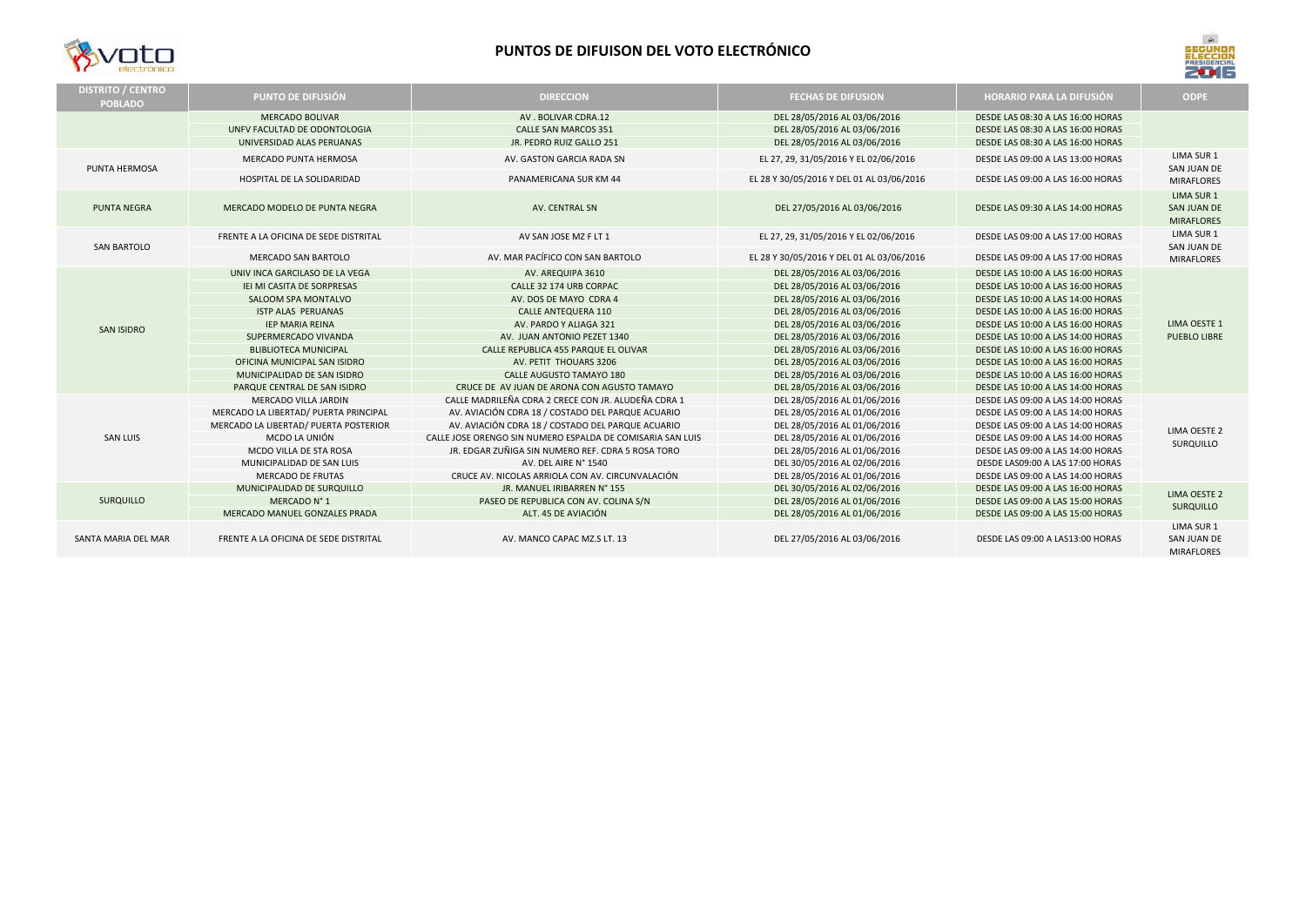# PUNTOS DE DIFUISON DEL VOTO ELECTRÓNICO

| DISTRITO / CENTRO POBLADO | PUNTO DE DIFUSIÓN | DIRECCION | FECHAS DE DIFUSION | HORARIO PARA LA DIFUSIÓN | ODPE |
|---|---|---|---|---|---|
| | MERCADO BOLIVAR | AV . BOLIVAR CDRA.12 | DEL 28/05/2016 AL 03/06/2016 | DESDE LAS 08:30 A LAS 16:00 HORAS | |
| | UNFV FACULTAD DE ODONTOLOGIA | CALLE SAN MARCOS 351 | DEL 28/05/2016 AL 03/06/2016 | DESDE LAS 08:30 A LAS 16:00 HORAS | |
| | UNIVERSIDAD ALAS PERUANAS | JR. PEDRO RUIZ GALLO 251 | DEL 28/05/2016 AL 03/06/2016 | DESDE LAS 08:30 A LAS 16:00 HORAS | |
| PUNTA HERMOSA | MERCADO PUNTA HERMOSA | AV. GASTON GARCIA RADA SN | EL 27, 29, 31/05/2016 Y EL 02/06/2016 | DESDE LAS 09:00 A LAS 13:00 HORAS | LIMA SUR 1 SAN JUAN DE MIRAFLORES |
| | HOSPITAL DE LA SOLIDARIDAD | PANAMERICANA SUR KM 44 | EL 28 Y 30/05/2016 Y DEL 01 AL 03/06/2016 | DESDE LAS 09:00 A LAS 16:00 HORAS | |
| PUNTA NEGRA | MERCADO MODELO DE PUNTA NEGRA | AV. CENTRAL SN | DEL 27/05/2016 AL 03/06/2016 | DESDE LAS 09:30 A LAS 14:00 HORAS | LIMA SUR 1 SAN JUAN DE MIRAFLORES |
| SAN BARTOLO | FRENTE A LA OFICINA DE SEDE DISTRITAL | AV SAN JOSE MZ F LT 1 | EL 27, 29, 31/05/2016 Y EL 02/06/2016 | DESDE LAS 09:00 A LAS 17:00 HORAS | LIMA SUR 1 SAN JUAN DE MIRAFLORES |
| | MERCADO SAN BARTOLO | AV. MAR PACÍFICO CON SAN BARTOLO | EL 28 Y 30/05/2016 Y DEL 01 AL 03/06/2016 | DESDE LAS 09:00 A LAS 17:00 HORAS | |
| SAN ISIDRO | UNIV INCA GARCILASO DE LA VEGA | AV. AREQUIPA 3610 | DEL 28/05/2016 AL 03/06/2016 | DESDE LAS 10:00 A LAS 16:00 HORAS | LIMA OESTE 1 PUEBLO LIBRE |
| | IEI MI CASITA DE SORPRESAS | CALLE 32 174 URB CORPAC | DEL 28/05/2016 AL 03/06/2016 | DESDE LAS 10:00 A LAS 16:00 HORAS | |
| | SALOOM SPA MONTALVO | AV. DOS DE MAYO CDRA 4 | DEL 28/05/2016 AL 03/06/2016 | DESDE LAS 10:00 A LAS 14:00 HORAS | |
| | ISTP ALAS PERUANAS | CALLE ANTEQUERA 110 | DEL 28/05/2016 AL 03/06/2016 | DESDE LAS 10:00 A LAS 16:00 HORAS | |
| | IEP MARIA REINA | AV. PARDO Y ALIAGA 321 | DEL 28/05/2016 AL 03/06/2016 | DESDE LAS 10:00 A LAS 16:00 HORAS | |
| | SUPERMERCADO VIVANDA | AV. JUAN ANTONIO PEZET 1340 | DEL 28/05/2016 AL 03/06/2016 | DESDE LAS 10:00 A LAS 14:00 HORAS | |
| | BLIBLIOTECA MUNICIPAL | CALLE REPUBLICA 455 PARQUE EL OLIVAR | DEL 28/05/2016 AL 03/06/2016 | DESDE LAS 10:00 A LAS 16:00 HORAS | |
| | OFICINA MUNICIPAL SAN ISIDRO | AV. PETIT THOUARS 3206 | DEL 28/05/2016 AL 03/06/2016 | DESDE LAS 10:00 A LAS 16:00 HORAS | |
| | MUNICIPALIDAD DE SAN ISIDRO | CALLE AUGUSTO TAMAYO 180 | DEL 28/05/2016 AL 03/06/2016 | DESDE LAS 10:00 A LAS 16:00 HORAS | |
| | PARQUE CENTRAL DE SAN ISIDRO | CRUCE DE AV JUAN DE ARONA CON AGUSTO TAMAYO | DEL 28/05/2016 AL 03/06/2016 | DESDE LAS 10:00 A LAS 14:00 HORAS | |
| SAN LUIS | MERCADO VILLA JARDIN | CALLE MADRILEÑA CDRA 2 CRECE CON JR. ALUDEÑA CDRA 1 | DEL 28/05/2016 AL 01/06/2016 | DESDE LAS 09:00 A LAS 14:00 HORAS | LIMA OESTE 2 SURQUILLO |
| | MERCADO LA LIBERTAD/ PUERTA PRINCIPAL | AV. AVIACIÓN CDRA 18 / COSTADO DEL PARQUE ACUARIO | DEL 28/05/2016 AL 01/06/2016 | DESDE LAS 09:00 A LAS 14:00 HORAS | |
| | MERCADO LA LIBERTAD/ PUERTA POSTERIOR | AV. AVIACIÓN CDRA 18 / COSTADO DEL PARQUE ACUARIO | DEL 28/05/2016 AL 01/06/2016 | DESDE LAS 09:00 A LAS 14:00 HORAS | |
| | MCDO LA UNIÓN | CALLE JOSE ORENGO SIN NUMERO ESPALDA DE COMISARIA SAN LUIS | DEL 28/05/2016 AL 01/06/2016 | DESDE LAS 09:00 A LAS 14:00 HORAS | |
| | MCDO VILLA DE STA ROSA | JR. EDGAR ZUÑIGA SIN NUMERO REF. CDRA 5 ROSA TORO | DEL 28/05/2016 AL 01/06/2016 | DESDE LAS 09:00 A LAS 14:00 HORAS | |
| | MUNICIPALIDAD DE SAN LUIS | AV. DEL AIRE N° 1540 | DEL 30/05/2016 AL 02/06/2016 | DESDE LAS09:00 A LAS 17:00 HORAS | |
| | MERCADO DE FRUTAS | CRUCE AV. NICOLAS ARRIOLA CON AV. CIRCUNVALACIÓN | DEL 28/05/2016 AL 01/06/2016 | DESDE LAS 09:00 A LAS 14:00 HORAS | |
| SURQUILLO | MUNICIPALIDAD DE SURQUILLO | JR. MANUEL IRIBARREN N° 155 | DEL 30/05/2016 AL 02/06/2016 | DESDE LAS 09:00 A LAS 16:00 HORAS | LIMA OESTE 2 SURQUILLO |
| | MERCADO N° 1 | PASEO DE REPUBLICA CON AV. COLINA S/N | DEL 28/05/2016 AL 01/06/2016 | DESDE LAS 09:00 A LAS 15:00 HORAS | |
| | MERCADO MANUEL GONZALES PRADA | ALT. 45 DE AVIACIÓN | DEL 28/05/2016 AL 01/06/2016 | DESDE LAS 09:00 A LAS 15:00 HORAS | |
| SANTA MARIA DEL MAR | FRENTE A LA OFICINA DE SEDE DISTRITAL | AV. MANCO CAPAC MZ.S LT. 13 | DEL 27/05/2016 AL 03/06/2016 | DESDE LAS 09:00 A LAS13:00 HORAS | LIMA SUR 1 SAN JUAN DE MIRAFLORES |